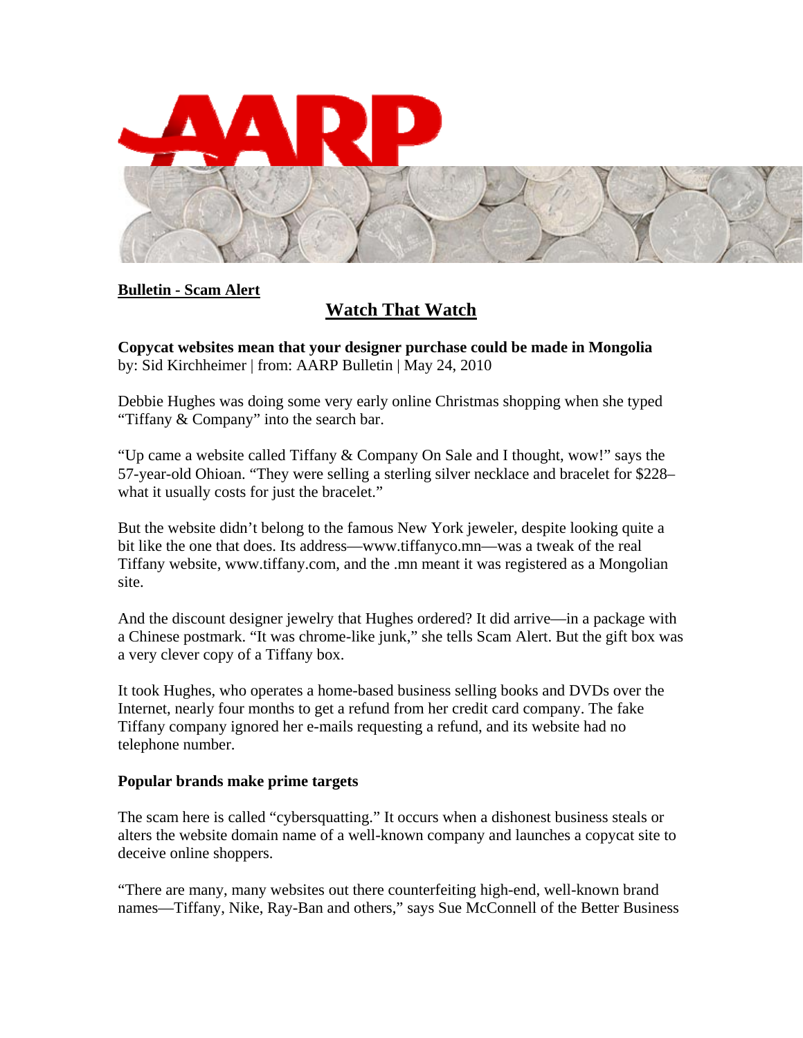**Bulletin - Scam Alert**

# Watch That Watch

**Copycat websites mean that your designer purchase could be made in Mongolia**
by: Sid Kirchheimer | from: AARP Bulletin | May 24, 2010

Debbie Hughes was doing some very early online Christmas shopping when she typed "Tiffany & Company" into the search bar.

"Up came a website called Tiffany & Company On Sale and I thought, wow!" says the 57-year-old Ohioan. "They were selling a sterling silver necklace and bracelet for $228– what it usually costs for just the bracelet."

But the website didn't belong to the famous New York jeweler, despite looking quite a bit like the one that does. Its address—www.tiffanyco.mn—was a tweak of the real Tiffany website, www.tiffany.com, and the .mn meant it was registered as a Mongolian site.

And the discount designer jewelry that Hughes ordered? It did arrive—in a package with a Chinese postmark. "It was chrome-like junk," she tells Scam Alert. But the gift box was a very clever copy of a Tiffany box.

It took Hughes, who operates a home-based business selling books and DVDs over the Internet, nearly four months to get a refund from her credit card company. The fake Tiffany company ignored her e-mails requesting a refund, and its website had no telephone number.

**Popular brands make prime targets**

The scam here is called "cybersquatting." It occurs when a dishonest business steals or alters the website domain name of a well-known company and launches a copycat site to deceive online shoppers.

"There are many, many websites out there counterfeiting high-end, well-known brand names—Tiffany, Nike, Ray-Ban and others," says Sue McConnell of the Better Business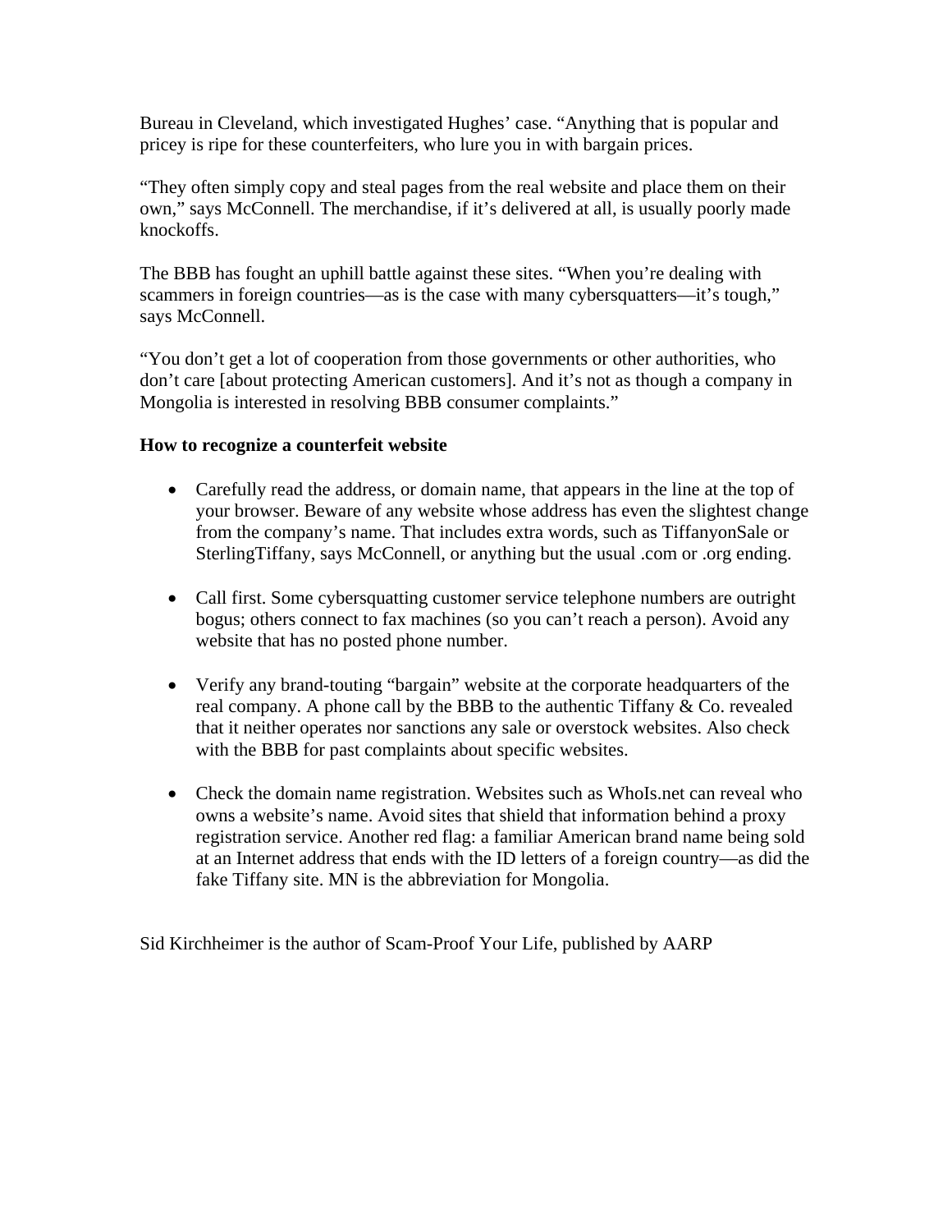Bureau in Cleveland, which investigated Hughes' case. "Anything that is popular and pricey is ripe for these counterfeiters, who lure you in with bargain prices.

"They often simply copy and steal pages from the real website and place them on their own," says McConnell. The merchandise, if it's delivered at all, is usually poorly made knockoffs.

The BBB has fought an uphill battle against these sites. "When you're dealing with scammers in foreign countries—as is the case with many cybersquatters—it's tough," says McConnell.

"You don't get a lot of cooperation from those governments or other authorities, who don't care [about protecting American customers]. And it's not as though a company in Mongolia is interested in resolving BBB consumer complaints."

**How to recognize a counterfeit website**

- Carefully read the address, or domain name, that appears in the line at the top of your browser. Beware of any website whose address has even the slightest change from the company's name. That includes extra words, such as TiffanyonSale or SterlingTiffany, says McConnell, or anything but the usual .com or .org ending.

- Call first. Some cybersquatting customer service telephone numbers are outright bogus; others connect to fax machines (so you can't reach a person). Avoid any website that has no posted phone number.

- Verify any brand-touting "bargain" website at the corporate headquarters of the real company. A phone call by the BBB to the authentic Tiffany & Co. revealed that it neither operates nor sanctions any sale or overstock websites. Also check with the BBB for past complaints about specific websites.

- Check the domain name registration. Websites such as WhoIs.net can reveal who owns a website's name. Avoid sites that shield that information behind a proxy registration service. Another red flag: a familiar American brand name being sold at an Internet address that ends with the ID letters of a foreign country—as did the fake Tiffany site. MN is the abbreviation for Mongolia.

Sid Kirchheimer is the author of Scam-Proof Your Life, published by AARP